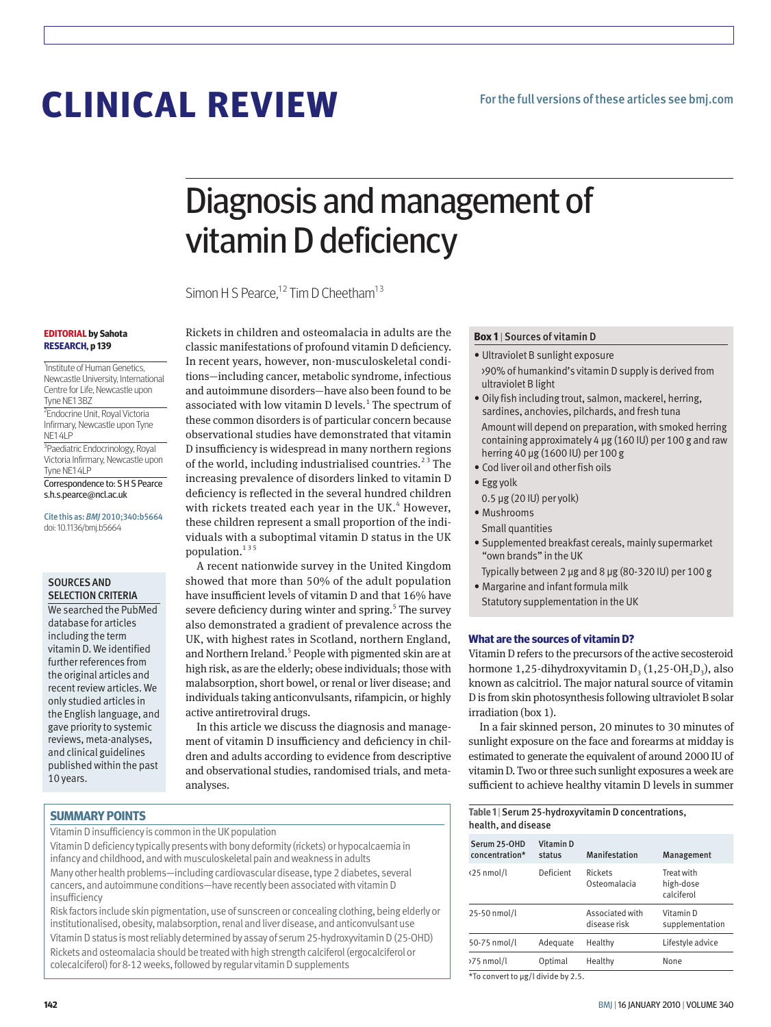# CLINICAL REVIEW

For the full versions of these articles see bmj.com

# Diagnosis and management of vitamin D deficiency

Simon H S Pearce,[1,2] Tim D Cheetham[1,3]

**EDITORIAL** by Sahota
**RESEARCH**, p 139

[1]Institute of Human Genetics, Newcastle University, International Centre for Life, Newcastle upon Tyne NE1 3BZ

[2]Endocrine Unit, Royal Victoria Infirmary, Newcastle upon Tyne NE1 4LP

[3]Paediatric Endocrinology, Royal Victoria Infirmary, Newcastle upon Tyne NE1 4LP

Correspondence to: S H S Pearce s.h.s.pearce@ncl.ac.uk

Cite this as: *BMJ* 2010;340:b5664
doi: 10.1136/bmj.b5664

### SOURCES AND SELECTION CRITERIA

We searched the PubMed database for articles including the term vitamin D. We identified further references from the original articles and recent review articles. We only studied articles in the English language, and gave priority to systemic reviews, meta-analyses, and clinical guidelines published within the past 10 years.

Rickets in children and osteomalacia in adults are the classic manifestations of profound vitamin D deficiency. In recent years, however, non-musculoskeletal conditions—including cancer, metabolic syndrome, infectious and autoimmune disorders—have also been found to be associated with low vitamin D levels.[1] The spectrum of these common disorders is of particular concern because observational studies have demonstrated that vitamin D insufficiency is widespread in many northern regions of the world, including industrialised countries.[2,3] The increasing prevalence of disorders linked to vitamin D deficiency is reflected in the several hundred children with rickets treated each year in the UK.[4] However, these children represent a small proportion of the individuals with a suboptimal vitamin D status in the UK population.[1,3,5]

A recent nationwide survey in the United Kingdom showed that more than 50% of the adult population have insufficient levels of vitamin D and that 16% have severe deficiency during winter and spring.[5] The survey also demonstrated a gradient of prevalence across the UK, with highest rates in Scotland, northern England, and Northern Ireland.[5] People with pigmented skin are at high risk, as are the elderly; obese individuals; those with malabsorption, short bowel, or renal or liver disease; and individuals taking anticonvulsants, rifampicin, or highly active antiretroviral drugs.

In this article we discuss the diagnosis and management of vitamin D insufficiency and deficiency in children and adults according to evidence from descriptive and observational studies, randomised trials, and meta-analyses.

### SUMMARY POINTS

Vitamin D insufficiency is common in the UK population

Vitamin D deficiency typically presents with bony deformity (rickets) or hypocalcaemia in infancy and childhood, and with musculoskeletal pain and weakness in adults

Many other health problems—including cardiovascular disease, type 2 diabetes, several cancers, and autoimmune conditions—have recently been associated with vitamin D insufficiency

Risk factors include skin pigmentation, use of sunscreen or concealing clothing, being elderly or institutionalised, obesity, malabsorption, renal and liver disease, and anticonvulsant use

Vitamin D status is most reliably determined by assay of serum 25-hydroxyvitamin D (25-OHD)

Rickets and osteomalacia should be treated with high strength calciferol (ergocalciferol or colecalciferol) for 8-12 weeks, followed by regular vitamin D supplements

**Box 1** | Sources of vitamin D

- Ultraviolet B sunlight exposure
  >90% of humankind's vitamin D supply is derived from ultraviolet B light
- Oily fish including trout, salmon, mackerel, herring, sardines, anchovies, pilchards, and fresh tuna
  Amount will depend on preparation, with smoked herring containing approximately 4 µg (160 IU) per 100 g and raw herring 40 µg (1600 IU) per 100 g
- Cod liver oil and other fish oils
- Egg yolk
  0.5 µg (20 IU) per yolk)
- Mushrooms
  Small quantities
- Supplemented breakfast cereals, mainly supermarket "own brands" in the UK
  Typically between 2 µg and 8 µg (80-320 IU) per 100 g
- Margarine and infant formula milk
  Statutory supplementation in the UK

### What are the sources of vitamin D?

Vitamin D refers to the precursors of the active secosteroid hormone 1,25-dihydroxyvitamin $D_3$ (1,25-$OH_2D_3$), also known as calcitriol. The major natural source of vitamin D is from skin photosynthesis following ultraviolet B solar irradiation (box 1).

In a fair skinned person, 20 minutes to 30 minutes of sunlight exposure on the face and forearms at midday is estimated to generate the equivalent of around 2000 IU of vitamin D. Two or three such sunlight exposures a week are sufficient to achieve healthy vitamin D levels in summer

**Table 1** | Serum 25-hydroxyvitamin D concentrations, health, and disease

| Serum 25-OHD concentration* | Vitamin D status | Manifestation | Management |
|---|---|---|---|
| <25 nmol/l | Deficient | Rickets Osteomalacia | Treat with high-dose calciferol |
| 25-50 nmol/l | | Associated with disease risk | Vitamin D supplementation |
| 50-75 nmol/l | Adequate | Healthy | Lifestyle advice |
| >75 nmol/l | Optimal | Healthy | None |

*To convert to µg/l divide by 2.5.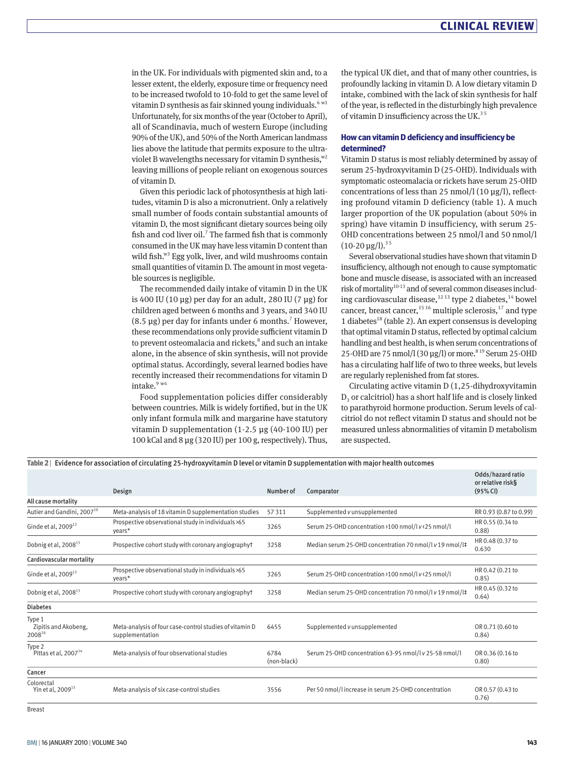in the UK. For individuals with pigmented skin and, to a lesser extent, the elderly, exposure time or frequency need to be increased twofold to 10-fold to get the same level of vitamin D synthesis as fair skinned young individuals.[6 w1] Unfortunately, for six months of the year (October to April), all of Scandinavia, much of western Europe (including 90% of the UK), and 50% of the North American landmass lies above the latitude that permits exposure to the ultraviolet B wavelengths necessary for vitamin D synthesis,[w2] leaving millions of people reliant on exogenous sources of vitamin D.

Given this periodic lack of photosynthesis at high latitudes, vitamin D is also a micronutrient. Only a relatively small number of foods contain substantial amounts of vitamin D, the most significant dietary sources being oily fish and cod liver oil.[7] The farmed fish that is commonly consumed in the UK may have less vitamin D content than wild fish.[w3] Egg yolk, liver, and wild mushrooms contain small quantities of vitamin D. The amount in most vegetable sources is negligible.

The recommended daily intake of vitamin D in the UK is 400 IU (10 μg) per day for an adult, 280 IU (7 μg) for children aged between 6 months and 3 years, and 340 IU (8.5 μg) per day for infants under 6 months.[7] However, these recommendations only provide sufficient vitamin D to prevent osteomalacia and rickets,[8] and such an intake alone, in the absence of skin synthesis, will not provide optimal status. Accordingly, several learned bodies have recently increased their recommendations for vitamin D intake.[9 w4]

Food supplementation policies differ considerably between countries. Milk is widely fortified, but in the UK only infant formula milk and margarine have statutory vitamin D supplementation (1-2.5 μg (40-100 IU) per 100 kCal and 8 μg (320 IU) per 100 g, respectively). Thus, the typical UK diet, and that of many other countries, is profoundly lacking in vitamin D. A low dietary vitamin D intake, combined with the lack of skin synthesis for half of the year, is reflected in the disturbingly high prevalence of vitamin D insufficiency across the UK.[3 5]

### How can vitamin D deficiency and insufficiency be determined?

Vitamin D status is most reliably determined by assay of serum 25-hydroxyvitamin D (25-OHD). Individuals with symptomatic osteomalacia or rickets have serum 25-OHD concentrations of less than 25 nmol/l (10 μg/l), reflecting profound vitamin D deficiency (table 1). A much larger proportion of the UK population (about 50% in spring) have vitamin D insufficiency, with serum 25-OHD concentrations between 25 nmol/l and 50 nmol/l (10-20 μg/l).[3 5]

Several observational studies have shown that vitamin D insufficiency, although not enough to cause symptomatic bone and muscle disease, is associated with an increased risk of mortality[10-13] and of several common diseases including cardiovascular disease,[12 13] type 2 diabetes,[14] bowel cancer, breast cancer,[15 16] multiple sclerosis,[17] and type 1 diabetes[18] (table 2). An expert consensus is developing that optimal vitamin D status, reflected by optimal calcium handling and best health, is when serum concentrations of 25-OHD are 75 nmol/l (30 μg/l) or more.[8 19] Serum 25-OHD has a circulating half life of two to three weeks, but levels are regularly replenished from fat stores.

Circulating active vitamin D (1,25-dihydroxyvitamin $D_3$ or calcitriol) has a short half life and is closely linked to parathyroid hormone production. Serum levels of calcitriol do not reflect vitamin D status and should not be measured unless abnormalities of vitamin D metabolism are suspected.

**Table 2** | Evidence for association of circulating 25-hydroxyvitamin D level or vitamin D supplementation with major health outcomes

| | Design | Number of | Comparator | Odds/hazard ratio or relative risk§ (95% CI) |
|---|---|---|---|---|
| **All cause mortality** | | | | |
| Autier and Gandini, 2007[10] | Meta-analysis of 18 vitamin D supplementation studies | 57 311 | Supplemented *v* unsupplemented | RR 0.93 (0.87 to 0.99) |
| Ginde et al, 2009[12] | Prospective observational study in individuals >65 years* | 3265 | Serum 25-OHD concentration >100 nmol/l *v* <25 nmol/l | HR 0.55 (0.34 to 0.88) |
| Dobnig et al, 2008[13] | Prospective cohort study with coronary angiography† | 3258 | Median serum 25-OHD concentration 70 nmol/l *v* 19 nmol/l‡ | HR 0.48 (0.37 to 0.630 |
| **Cardiovascular mortality** | | | | |
| Ginde et al, 2009[12] | Prospective observational study in individuals >65 years* | 3265 | Serum 25-OHD concentration >100 nmol/l *v* <25 nmol/l | HR 0.42 (0.21 to 0.85) |
| Dobnig et al, 2008[13] | Prospective cohort study with coronary angiography† | 3258 | Median serum 25-OHD concentration 70 nmol/l *v* 19 nmol/l‡ | HR 0.45 (0.32 to 0.64) |
| **Diabetes** | | | | |
| Type 1<br>Zipitis and Akobeng, 2008[18] | Meta-analysis of four case-control studies of vitamin D supplementation | 6455 | Supplemented *v* unsupplemented | OR 0.71 (0.60 to 0.84) |
| Type 2<br>Pittas et al, 2007[14] | Meta-analysis of four observational studies | 6784 (non-black) | Serum 25-OHD concentration 63-95 nmol/l *v* 25-58 nmol/l | OR 0.36 (0.16 to 0.80) |
| **Cancer** | | | | |
| Colorectal<br>Yin et al, 2009[15] | Meta-analysis of six case-control studies | 3556 | Per 50 nmol/l increase in serum 25-OHD concentration | OR 0.57 (0.43 to 0.76) |
| Breast | | | | |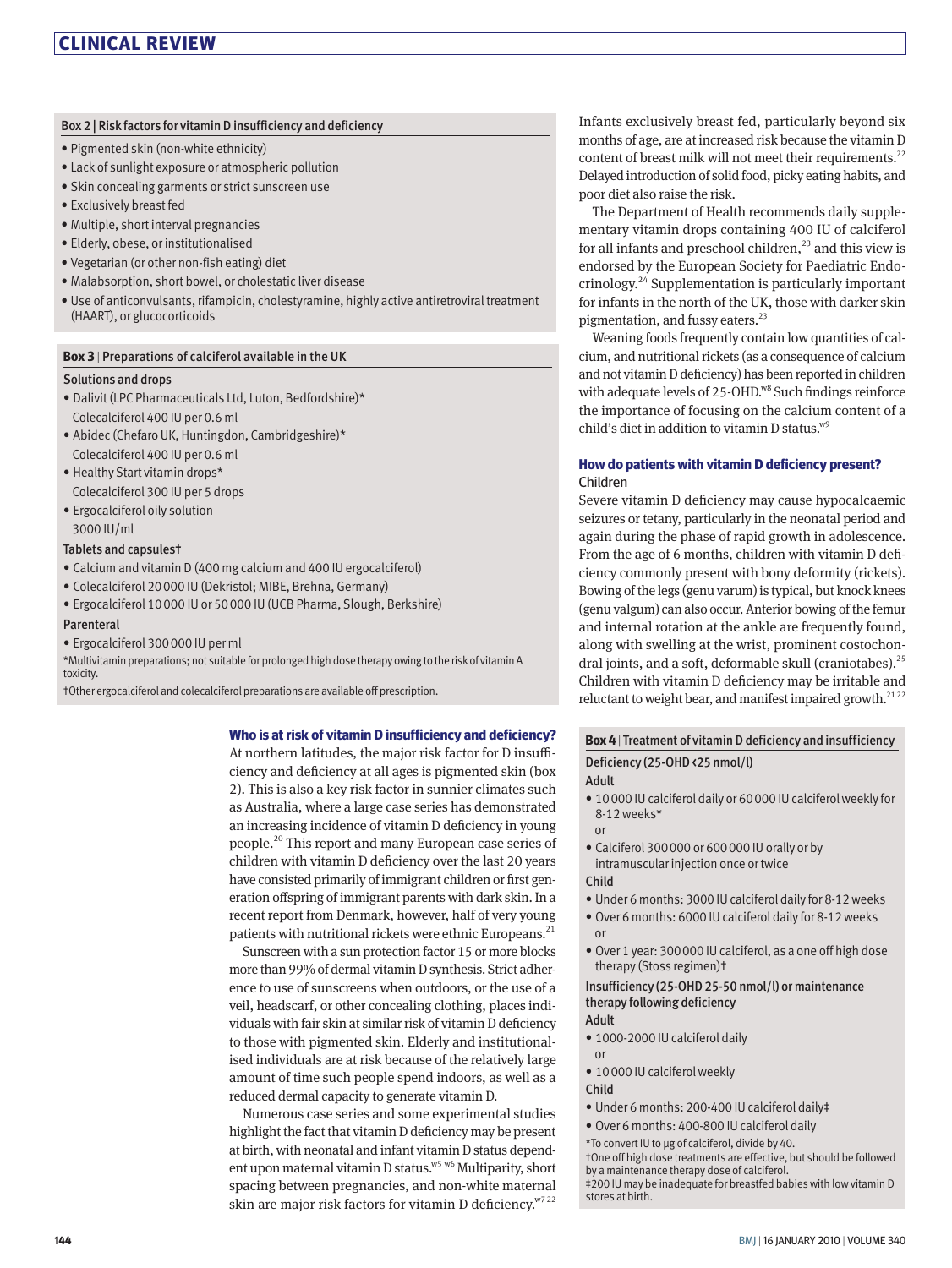### Box 2 | Risk factors for vitamin D insufficiency and deficiency

- Pigmented skin (non-white ethnicity)
- Lack of sunlight exposure or atmospheric pollution
- Skin concealing garments or strict sunscreen use
- Exclusively breast fed
- Multiple, short interval pregnancies
- Elderly, obese, or institutionalised
- Vegetarian (or other non-fish eating) diet
- Malabsorption, short bowel, or cholestatic liver disease
- Use of anticonvulsants, rifampicin, cholestyramine, highly active antiretroviral treatment (HAART), or glucocorticoids

### Box 3 | Preparations of calciferol available in the UK

**Solutions and drops**

- Dalivit (LPC Pharmaceuticals Ltd, Luton, Bedfordshire)*
  Colecalciferol 400 IU per 0.6 ml
- Abidec (Chefaro UK, Huntingdon, Cambridgeshire)*
  Colecalciferol 400 IU per 0.6 ml
- Healthy Start vitamin drops*
  Colecalciferol 300 IU per 5 drops
- Ergocalciferol oily solution
  3000 IU/ml

**Tablets and capsules†**

- Calcium and vitamin D (400 mg calcium and 400 IU ergocalciferol)
- Colecalciferol 20 000 IU (Dekristol; MIBE, Brehna, Germany)
- Ergocalciferol 10 000 IU or 50 000 IU (UCB Pharma, Slough, Berkshire)

**Parenteral**

- Ergocalciferol 300 000 IU per ml

*Multivitamin preparations; not suitable for prolonged high dose therapy owing to the risk of vitamin A toxicity.

†Other ergocalciferol and colecalciferol preparations are available off prescription.

## Who is at risk of vitamin D insufficiency and deficiency?

At northern latitudes, the major risk factor for D insufficiency and deficiency at all ages is pigmented skin (box 2). This is also a key risk factor in sunnier climates such as Australia, where a large case series has demonstrated an increasing incidence of vitamin D deficiency in young people.[20] This report and many European case series of children with vitamin D deficiency over the last 20 years have consisted primarily of immigrant children or first generation offspring of immigrant parents with dark skin. In a recent report from Denmark, however, half of very young patients with nutritional rickets were ethnic Europeans.[21]

Sunscreen with a sun protection factor 15 or more blocks more than 99% of dermal vitamin D synthesis. Strict adherence to use of sunscreens when outdoors, or the use of a veil, headscarf, or other concealing clothing, places individuals with fair skin at similar risk of vitamin D deficiency to those with pigmented skin. Elderly and institutionalised individuals are at risk because of the relatively large amount of time such people spend indoors, as well as a reduced dermal capacity to generate vitamin D.

Numerous case series and some experimental studies highlight the fact that vitamin D deficiency may be present at birth, with neonatal and infant vitamin D status dependent upon maternal vitamin D status.[w5 w6] Multiparity, short spacing between pregnancies, and non-white maternal skin are major risk factors for vitamin D deficiency.[w7 22]

Infants exclusively breast fed, particularly beyond six months of age, are at increased risk because the vitamin D content of breast milk will not meet their requirements.[22] Delayed introduction of solid food, picky eating habits, and poor diet also raise the risk.

The Department of Health recommends daily supplementary vitamin drops containing 400 IU of calciferol for all infants and preschool children,[23] and this view is endorsed by the European Society for Paediatric Endocrinology.[24] Supplementation is particularly important for infants in the north of the UK, those with darker skin pigmentation, and fussy eaters.[23]

Weaning foods frequently contain low quantities of calcium, and nutritional rickets (as a consequence of calcium and not vitamin D deficiency) has been reported in children with adequate levels of 25-OHD.[w8] Such findings reinforce the importance of focusing on the calcium content of a child's diet in addition to vitamin D status.[w9]

## How do patients with vitamin D deficiency present?

### Children

Severe vitamin D deficiency may cause hypocalcaemic seizures or tetany, particularly in the neonatal period and again during the phase of rapid growth in adolescence. From the age of 6 months, children with vitamin D deficiency commonly present with bony deformity (rickets). Bowing of the legs (genu varum) is typical, but knock knees (genu valgum) can also occur. Anterior bowing of the femur and internal rotation at the ankle are frequently found, along with swelling at the wrist, prominent costochondral joints, and a soft, deformable skull (craniotabes).[25] Children with vitamin D deficiency may be irritable and reluctant to weight bear, and manifest impaired growth.[21 22]

### Box 4 | Treatment of vitamin D deficiency and insufficiency

**Deficiency (25-OHD <25 nmol/l)**

**Adult**

- 10 000 IU calciferol daily or 60 000 IU calciferol weekly for 8-12 weeks*

  or

- Calciferol 300 000 or 600 000 IU orally or by intramuscular injection once or twice

**Child**

- Under 6 months: 3000 IU calciferol daily for 8-12 weeks
- Over 6 months: 6000 IU calciferol daily for 8-12 weeks

  or

- Over 1 year: 300 000 IU calciferol, as a one off high dose therapy (Stoss regimen)†

**Insufficiency (25-OHD 25-50 nmol/l) or maintenance therapy following deficiency**

**Adult**

- 1000-2000 IU calciferol daily

  or

- 10 000 IU calciferol weekly

**Child**

- Under 6 months: 200-400 IU calciferol daily‡
- Over 6 months: 400-800 IU calciferol daily

*To convert IU to µg of calciferol, divide by 40.

†One off high dose treatments are effective, but should be followed by a maintenance therapy dose of calciferol.

‡200 IU may be inadequate for breastfed babies with low vitamin D stores at birth.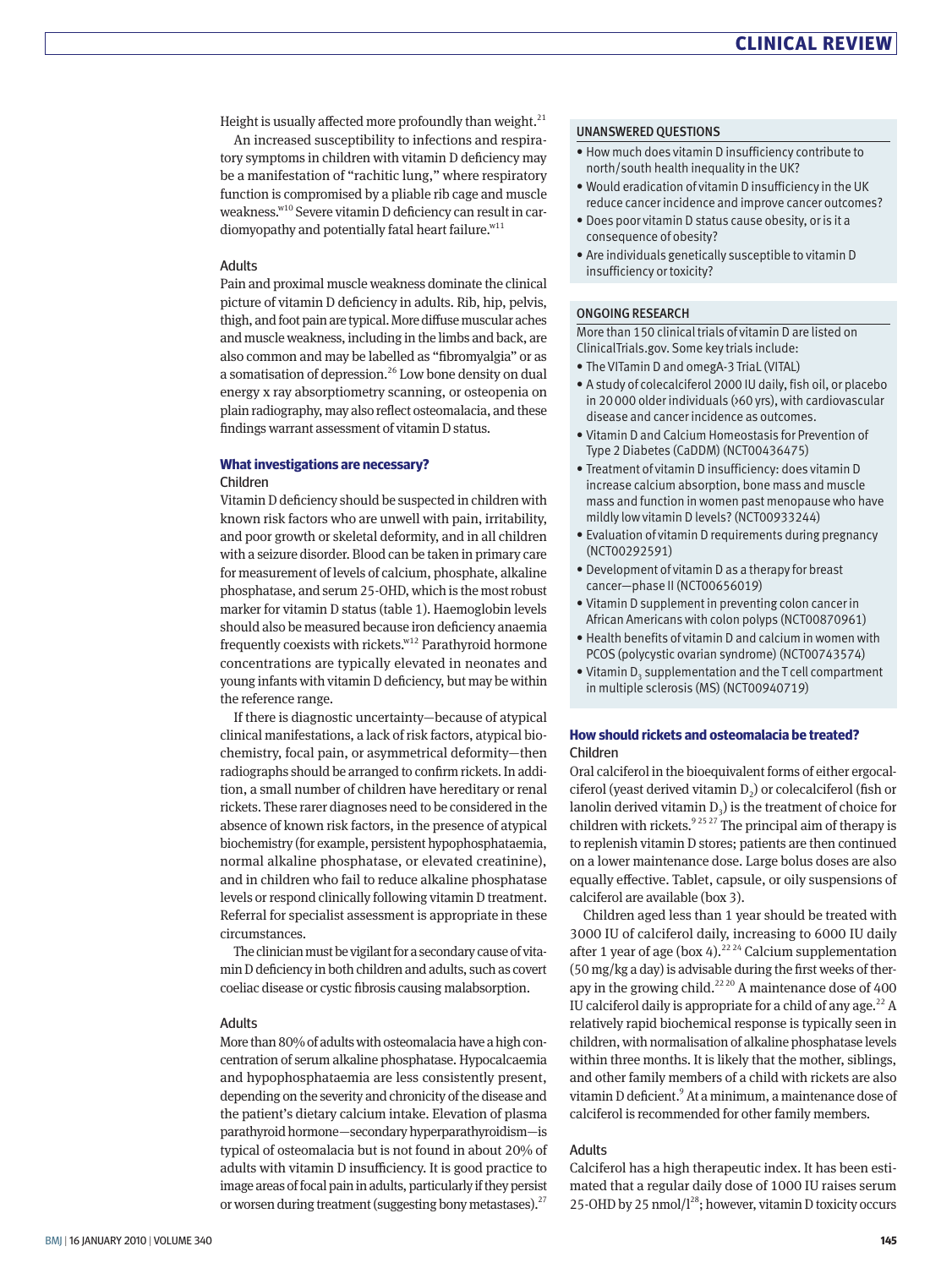Height is usually affected more profoundly than weight.[21]

An increased susceptibility to infections and respiratory symptoms in children with vitamin D deficiency may be a manifestation of "rachitic lung," where respiratory function is compromised by a pliable rib cage and muscle weakness.[w10] Severe vitamin D deficiency can result in cardiomyopathy and potentially fatal heart failure.[w11]

### Adults

Pain and proximal muscle weakness dominate the clinical picture of vitamin D deficiency in adults. Rib, hip, pelvis, thigh, and foot pain are typical. More diffuse muscular aches and muscle weakness, including in the limbs and back, are also common and may be labelled as "fibromyalgia" or as a somatisation of depression.[26] Low bone density on dual energy x ray absorptiometry scanning, or osteopenia on plain radiography, may also reflect osteomalacia, and these findings warrant assessment of vitamin D status.

## What investigations are necessary?

### Children

Vitamin D deficiency should be suspected in children with known risk factors who are unwell with pain, irritability, and poor growth or skeletal deformity, and in all children with a seizure disorder. Blood can be taken in primary care for measurement of levels of calcium, phosphate, alkaline phosphatase, and serum 25-OHD, which is the most robust marker for vitamin D status (table 1). Haemoglobin levels should also be measured because iron deficiency anaemia frequently coexists with rickets.[w12] Parathyroid hormone concentrations are typically elevated in neonates and young infants with vitamin D deficiency, but may be within the reference range.

If there is diagnostic uncertainty—because of atypical clinical manifestations, a lack of risk factors, atypical biochemistry, focal pain, or asymmetrical deformity—then radiographs should be arranged to confirm rickets. In addition, a small number of children have hereditary or renal rickets. These rarer diagnoses need to be considered in the absence of known risk factors, in the presence of atypical biochemistry (for example, persistent hypophosphataemia, normal alkaline phosphatase, or elevated creatinine), and in children who fail to reduce alkaline phosphatase levels or respond clinically following vitamin D treatment. Referral for specialist assessment is appropriate in these circumstances.

The clinician must be vigilant for a secondary cause of vitamin D deficiency in both children and adults, such as covert coeliac disease or cystic fibrosis causing malabsorption.

### Adults

More than 80% of adults with osteomalacia have a high concentration of serum alkaline phosphatase. Hypocalcaemia and hypophosphataemia are less consistently present, depending on the severity and chronicity of the disease and the patient's dietary calcium intake. Elevation of plasma parathyroid hormone—secondary hyperparathyroidism—is typical of osteomalacia but is not found in about 20% of adults with vitamin D insufficiency. It is good practice to image areas of focal pain in adults, particularly if they persist or worsen during treatment (suggesting bony metastases).[27]

### UNANSWERED QUESTIONS

- How much does vitamin D insufficiency contribute to north/south health inequality in the UK?
- Would eradication of vitamin D insufficiency in the UK reduce cancer incidence and improve cancer outcomes?
- Does poor vitamin D status cause obesity, or is it a consequence of obesity?
- Are individuals genetically susceptible to vitamin D insufficiency or toxicity?

### ONGOING RESEARCH

More than 150 clinical trials of vitamin D are listed on ClinicalTrials.gov. Some key trials include:

- The VITamin D and omegA-3 TriaL (VITAL)
- A study of colecalciferol 2000 IU daily, fish oil, or placebo in 20 000 older individuals (>60 yrs), with cardiovascular disease and cancer incidence as outcomes.
- Vitamin D and Calcium Homeostasis for Prevention of Type 2 Diabetes (CaDDM) (NCT00436475)
- Treatment of vitamin D insufficiency: does vitamin D increase calcium absorption, bone mass and muscle mass and function in women past menopause who have mildly low vitamin D levels? (NCT00933244)
- Evaluation of vitamin D requirements during pregnancy (NCT00292591)
- Development of vitamin D as a therapy for breast cancer—phase II (NCT00656019)
- Vitamin D supplement in preventing colon cancer in African Americans with colon polyps (NCT00870961)
- Health benefits of vitamin D and calcium in women with PCOS (polycystic ovarian syndrome) (NCT00743574)
- Vitamin $D_3$ supplementation and the T cell compartment in multiple sclerosis (MS) (NCT00940719)

## How should rickets and osteomalacia be treated?

### Children

Oral calciferol in the bioequivalent forms of either ergocalciferol (yeast derived vitamin $D_2$) or colecalciferol (fish or lanolin derived vitamin $D_3$) is the treatment of choice for children with rickets.[9 25 27] The principal aim of therapy is to replenish vitamin D stores; patients are then continued on a lower maintenance dose. Large bolus doses are also equally effective. Tablet, capsule, or oily suspensions of calciferol are available (box 3).

Children aged less than 1 year should be treated with 3000 IU of calciferol daily, increasing to 6000 IU daily after 1 year of age (box 4).[22 24] Calcium supplementation (50 mg/kg a day) is advisable during the first weeks of therapy in the growing child.[22 20] A maintenance dose of 400 IU calciferol daily is appropriate for a child of any age.[22] A relatively rapid biochemical response is typically seen in children, with normalisation of alkaline phosphatase levels within three months. It is likely that the mother, siblings, and other family members of a child with rickets are also vitamin D deficient.[9] At a minimum, a maintenance dose of calciferol is recommended for other family members.

### Adults

Calciferol has a high therapeutic index. It has been estimated that a regular daily dose of 1000 IU raises serum 25-OHD by 25 nmol/l[28]; however, vitamin D toxicity occurs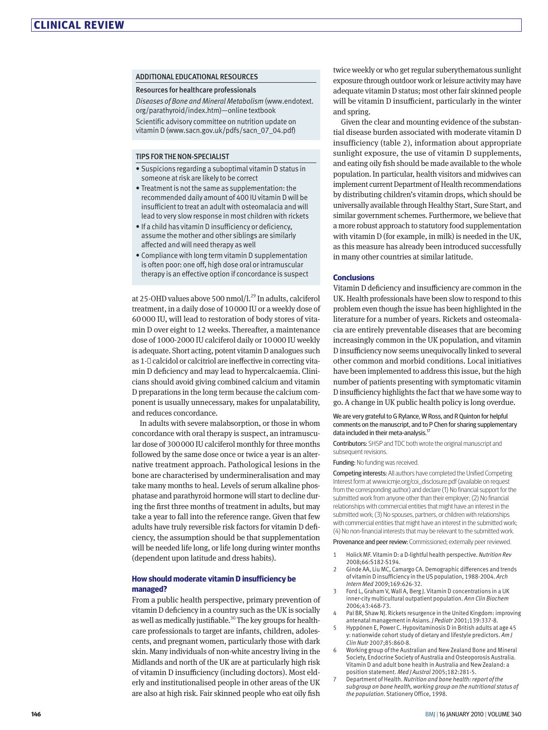## ADDITIONAL EDUCATIONAL RESOURCES

### Resources for healthcare professionals

*Diseases of Bone and Mineral Metabolism* (www.endotext.org/parathyroid/index.htm)—online textbook

Scientific advisory committee on nutrition update on vitamin D (www.sacn.gov.uk/pdfs/sacn_07_04.pdf)

## TIPS FOR THE NON-SPECIALIST

- Suspicions regarding a suboptimal vitamin D status in someone at risk are likely to be correct
- Treatment is not the same as supplementation: the recommended daily amount of 400 IU vitamin D will be insufficient to treat an adult with osteomalacia and will lead to very slow response in most children with rickets
- If a child has vitamin D insufficiency or deficiency, assume the mother and other siblings are similarly affected and will need therapy as well
- Compliance with long term vitamin D supplementation is often poor: one off, high dose oral or intramuscular therapy is an effective option if concordance is suspect

at 25-OHD values above 500 nmol/l.[29] In adults, calciferol treatment, in a daily dose of 10 000 IU or a weekly dose of 60 000 IU, will lead to restoration of body stores of vitamin D over eight to 12 weeks. Thereafter, a maintenance dose of 1000-2000 IU calciferol daily or 10 000 IU weekly is adequate. Short acting, potent vitamin D analogues such as 1-α calcidol or calcitriol are ineffective in correcting vitamin D deficiency and may lead to hypercalcaemia. Clinicians should avoid giving combined calcium and vitamin D preparations in the long term because the calcium component is usually unnecessary, makes for unpalatability, and reduces concordance.

In adults with severe malabsorption, or those in whom concordance with oral therapy is suspect, an intramuscular dose of 300 000 IU calciferol monthly for three months followed by the same dose once or twice a year is an alternative treatment approach. Pathological lesions in the bone are characterised by undermineralisation and may take many months to heal. Levels of serum alkaline phosphatase and parathyroid hormone will start to decline during the first three months of treatment in adults, but may take a year to fall into the reference range. Given that few adults have truly reversible risk factors for vitamin D deficiency, the assumption should be that supplementation will be needed life long, or life long during winter months (dependent upon latitude and dress habits).

### How should moderate vitamin D insufficiency be managed?

From a public health perspective, primary prevention of vitamin D deficiency in a country such as the UK is socially as well as medically justifiable.[30] The key groups for healthcare professionals to target are infants, children, adolescents, and pregnant women, particularly those with dark skin. Many individuals of non-white ancestry living in the Midlands and north of the UK are at particularly high risk of vitamin D insufficiency (including doctors). Most elderly and institutionalised people in other areas of the UK are also at high risk. Fair skinned people who eat oily fish twice weekly or who get regular suberythematous sunlight exposure through outdoor work or leisure activity may have adequate vitamin D status; most other fair skinned people will be vitamin D insufficient, particularly in the winter and spring.

Given the clear and mounting evidence of the substantial disease burden associated with moderate vitamin D insufficiency (table 2), information about appropriate sunlight exposure, the use of vitamin D supplements, and eating oily fish should be made available to the whole population. In particular, health visitors and midwives can implement current Department of Health recommendations by distributing children's vitamin drops, which should be universally available through Healthy Start, Sure Start, and similar government schemes. Furthermore, we believe that a more robust approach to statutory food supplementation with vitamin D (for example, in milk) is needed in the UK, as this measure has already been introduced successfully in many other countries at similar latitude.

### Conclusions

Vitamin D deficiency and insufficiency are common in the UK. Health professionals have been slow to respond to this problem even though the issue has been highlighted in the literature for a number of years. Rickets and osteomalacia are entirely preventable diseases that are becoming increasingly common in the UK population, and vitamin D insufficiency now seems unequivocally linked to several other common and morbid conditions. Local initiatives have been implemented to address this issue, but the high number of patients presenting with symptomatic vitamin D insufficiency highlights the fact that we have some way to go. A change in UK public health policy is long overdue.

We are very grateful to G Rylance, W Ross, and R Quinton for helpful comments on the manuscript, and to P Chen for sharing supplementary data included in their meta-analysis.[17]

Contributors: SHSP and TDC both wrote the original manuscript and subsequent revisions.

Funding: No funding was received.

Competing interests: All authors have completed the Unified Competing Interest form at www.icmje.org/coi_disclosure.pdf (available on request from the corresponding author) and declare (1) No financial support for the submitted work from anyone other than their employer; (2) No financial relationships with commercial entities that might have an interest in the submitted work; (3) No spouses, partners, or children with relationships with commercial entities that might have an interest in the submitted work; (4) No non-financial interests that may be relevant to the submitted work.

Provenance and peer review: Commissioned; externally peer reviewed.

1. Holick MF. Vitamin D: a D-lightful health perspective. *Nutrition Rev* 2008;66:S182-S194.
2. Ginde AA, Liu MC, Camargo CA. Demographic differences and trends of vitamin D insufficiency in the US population, 1988-2004. *Arch Intern Med* 2009;169:626-32.
3. Ford L, Graham V, Wall A, Berg J. Vitamin D concentrations in a UK inner-city multicultural outpatient population. *Ann Clin Biochem* 2006;43:468-73.
4. Pal BR, Shaw NJ. Rickets resurgence in the United Kingdom: improving antenatal management in Asians. *J Pediatr* 2001;139:337-8.
5. Hyppönen E, Power C. Hypovitaminosis D in British adults at age 45 y: nationwide cohort study of dietary and lifestyle predictors. *Am J Clin Nutr* 2007;85:860-8.
6. Working group of the Australian and New Zealand Bone and Mineral Society, Endocrine Society of Australia and Osteoporosis Australia. Vitamin D and adult bone health in Australia and New Zealand: a position statement. *Med J Austral* 2005;182:281-5.
7. Department of Health. *Nutrition and bone health: report of the subgroup on bone health, working group on the nutritional status of the population*. Stationery Office, 1998.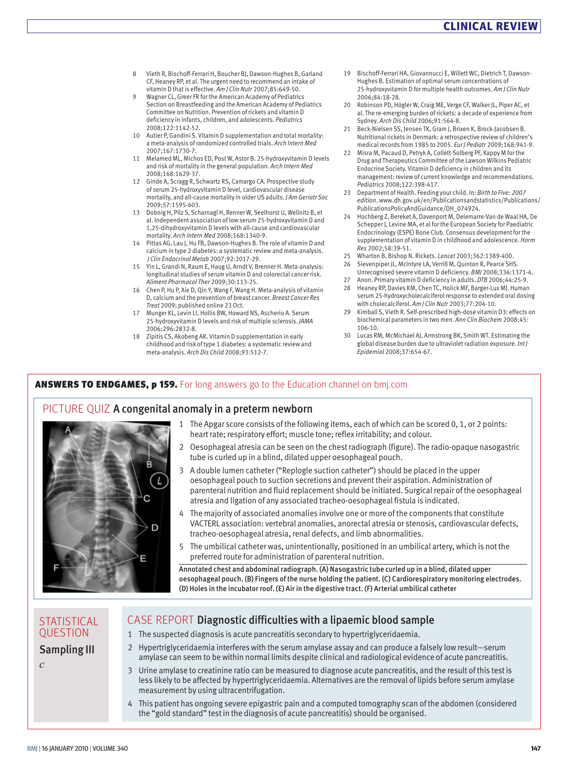8 Vieth R, Bischoff-Ferrari H, Boucher BJ, Dawson-Hughes B, Garland CF, Heaney RP, et al. The urgent need to recommend an intake of vitamin D that is effective. *Am J Clin Nutr* 2007;85:649-50.

9 Wagner CL, Greer FR for the American Academy of Pediatrics Section on Breastfeeding and the American Academy of Pediatrics Committee on Nutrition. Prevention of rickets and vitamin D deficiency in infants, children, and adolescents. *Pediatrics* 2008;122:1142-52.

10 Autier P, Gandini S. Vitamin D supplementation and total mortality: a meta-analysis of randomized controlled trials. *Arch Intern Med* 2007;167:1730-7.

11 Melamed ML, Michos ED, Post W, Astor B. 25-hydroxyvitamin D levels and risk of mortality in the general population. *Arch Intern Med* 2008;168:1629-37.

12 Ginde A, Scragg R, Schwartz RS, Camargo CA. Prospective study of serum 25-hydroxyvitamin D level, cardiovascular disease mortality, and all-cause mortality in older US adults. *J Am Geriatr Soc* 2009;57:1595-603.

13 Dobnig H, Pilz S, Scharnagl H, Renner W, Seelhorst U, Wellnitz B, et al. Independent association of low serum 25-hydroxyvitamin D and 1,25-dihydroxyvitamin D levels with all-cause and cardiovascular mortality. *Arch Intern Med* 2008;168:1340-9.

14 Pittas AG, Lau J, Hu FB, Dawson-Hughes B. The role of vitamin D and calcium in type 2 diabetes: a systematic review and meta-analysis. *J Clin Endocrinol Metab* 2007;92:2017-29.

15 Yin L, Grandi N, Raum E, Haug U, Arndt V, Brenner H. Meta-analysis: longitudinal studies of serum vitamin D and colorectal cancer risk. *Aliment Pharmacol Ther* 2009;30:113-25.

16 Chen P, Hu P, Xie D, Qin Y, Wang F, Wang H. Meta-analysis of vitamin D, calcium and the prevention of breast cancer. *Breast Cancer Res Treat* 2009; published online 23 Oct.

17 Munger KL, Levin LI, Hollis BW, Howard NS, Ascherio A. Serum 25-hydroxyvitamin D levels and risk of multiple sclerosis. *JAMA* 2006;296:2832-8.

18 Zipitis CS, Akobeng AK. Vitamin D supplementation in early childhood and risk of type 1 diabetes: a systematic review and meta-analysis. *Arch Dis Child* 2008;93:512-7.

19 Bischoff-Ferrari HA, Giovannucci E, Willett WC, Dietrich T, Dawson-Hughes B. Estimation of optimal serum concentrations of 25-hydroxyvitamin D for multiple health outcomes. *Am J Clin Nutr* 2006;84:18-28.

20 Robinson PD, Högler W, Craig ME, Verge CF, Walker JL, Piper AC, et al. The re-emerging burden of rickets: a decade of experience from Sydney. *Arch Dis Child* 2006;91:564-8.

21 Beck-Nielsen SS, Jensen TK, Gram J, Brixen K, Brock-Jacobsen B. Nutritional rickets in Denmark: a retrospective review of children's medical records from 1985 to 2005. *Eur J Pediatr* 2009;168:941-9.

22 Misra M, Pacaud D, Petryk A, Collett-Solberg PF, Kappy M for the Drug and Therapeutics Committee of the Lawson Wilkins Pediatric Endocrine Society. Vitamin D deficiency in children and its management: review of current knowledge and recommendations. *Pediatrics* 2008;122:398-417.

23 Department of Health. Feeding your child. In: *Birth to Five: 2007 edition*. www.dh.gov.uk/en/Publicationsandstatistics/Publications/PublicationsPolicyAndGuidance/DH_074924.

24 Hochberg Z, Bereket A, Davenport M, Delemarre-Van de Waal HA, De Schepper J, Levine MA, et al for the European Society for Paediatric Endocrinology (ESPE) Bone Club. Consensus development for the supplementation of vitamin D in childhood and adolescence. *Horm Res* 2002;58:39-51.

25 Wharton B, Bishop N. Rickets. *Lancet* 2003;362:1389-400.

26 Sievenpiper JL, McIntyre LA, Verrill M, Quinton R, Pearce SHS. Unrecognised severe vitamin D deficiency. *BMJ* 2008;336:1371-4.

27 Anon. Primary vitamin D deficiency in adults. *DTB* 2006;44:25-9.

28 Heaney RP, Davies KM, Chen TC, Holick MF, Barger-Lux MJ. Human serum 25-hydroxycholecalciferol response to extended oral dosing with cholecalciferol. *Am J Clin Nutr* 2003;77:204-10.

29 Kimball S, Vieth R. Self-prescribed high-dose vitamin D3: effects on biochemical parameters in two men. *Ann Clin Biochem* 2008;45:106-10.

30 Lucas RM, McMichael AJ, Armstrong BK, Smith WT. Estimating the global disease burden due to ultraviolet radiation exposure. *Int J Epidemiol* 2008;37:654-67.

## ANSWERS TO ENDGAMES, p 159. For long answers go to the Education channel on bmj.com

### PICTURE QUIZ A congenital anomaly in a preterm newborn

1. The Apgar score consists of the following items, each of which can be scored 0, 1, or 2 points: heart rate; respiratory effort; muscle tone; reflex irritability; and colour.
2. Oesophageal atresia can be seen on the chest radiograph (figure). The radio-opaque nasogastric tube is curled up in a blind, dilated upper oesophageal pouch.
3. A double lumen catheter ("Replogle suction catheter") should be placed in the upper oesophageal pouch to suction secretions and prevent their aspiration. Administration of parenteral nutrition and fluid replacement should be initiated. Surgical repair of the oesophageal atresia and ligation of any associated tracheo-oesophageal fistula is indicated.
4. The majority of associated anomalies involve one or more of the components that constitute VACTERL association: vertebral anomalies, anorectal atresia or stenosis, cardiovascular defects, tracheo-oesophageal atresia, renal defects, and limb abnormalities.
5. The umbilical catheter was, unintentionally, positioned in an umbilical artery, which is not the preferred route for administration of parenteral nutrition.

Annotated chest and abdominal radiograph. (A) Nasogastric tube curled up in a blind, dilated upper oesophageal pouch. (B) Fingers of the nurse holding the patient. (C) Cardiorespiratory monitoring electrodes. (D) Holes in the incubator roof. (E) Air in the digestive tract. (F) Arterial umbilical catheter

### STATISTICAL QUESTION Sampling III

*c*

### CASE REPORT Diagnostic difficulties with a lipaemic blood sample

1. The suspected diagnosis is acute pancreatitis secondary to hypertriglyceridaemia.
2. Hypertriglyceridaemia interferes with the serum amylase assay and can produce a falsely low result—serum amylase can seem to be within normal limits despite clinical and radiological evidence of acute pancreatitis.
3. Urine amylase to creatinine ratio can be measured to diagnose acute pancreatitis, and the result of this test is less likely to be affected by hypertriglyceridaemia. Alternatives are the removal of lipids before serum amylase measurement by using ultracentrifugation.
4. This patient has ongoing severe epigastric pain and a computed tomography scan of the abdomen (considered the "gold standard" test in the diagnosis of acute pancreatitis) should be organised.